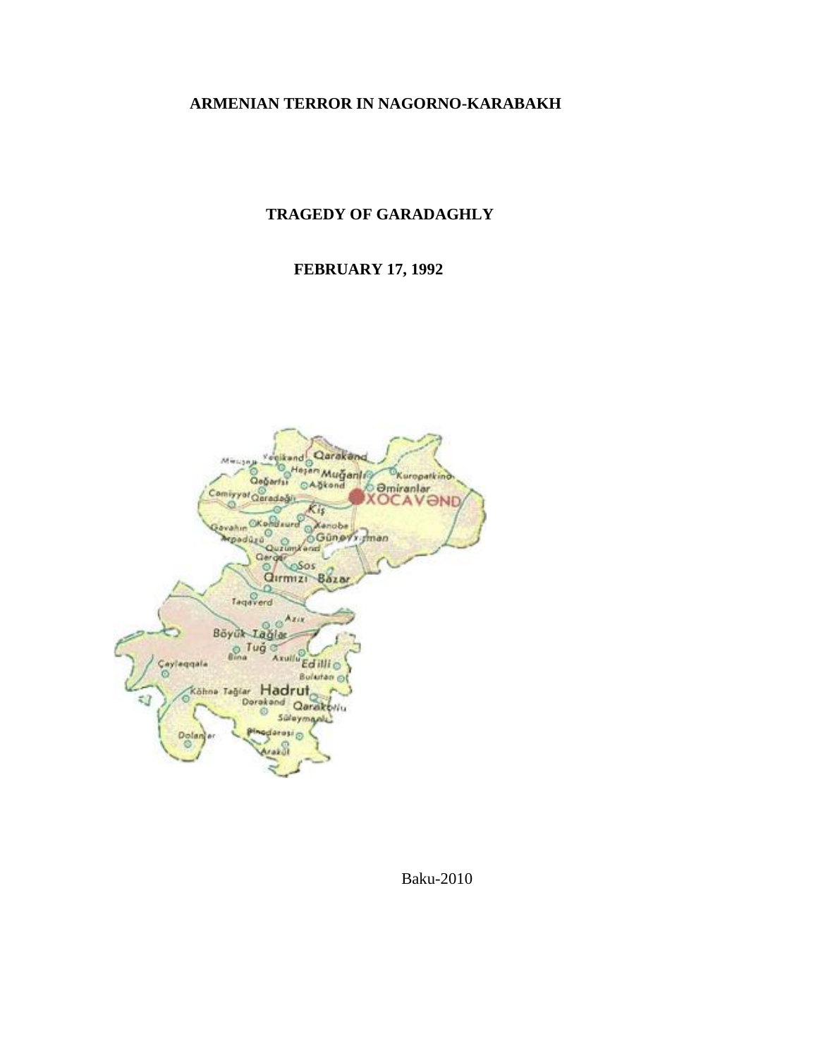# ARMENIAN TERROR IN NAGORNO-KARABAKH

## TRAGEDY OF GARADAGHLY

## FEBRUARY 17, 1992

Baku-2010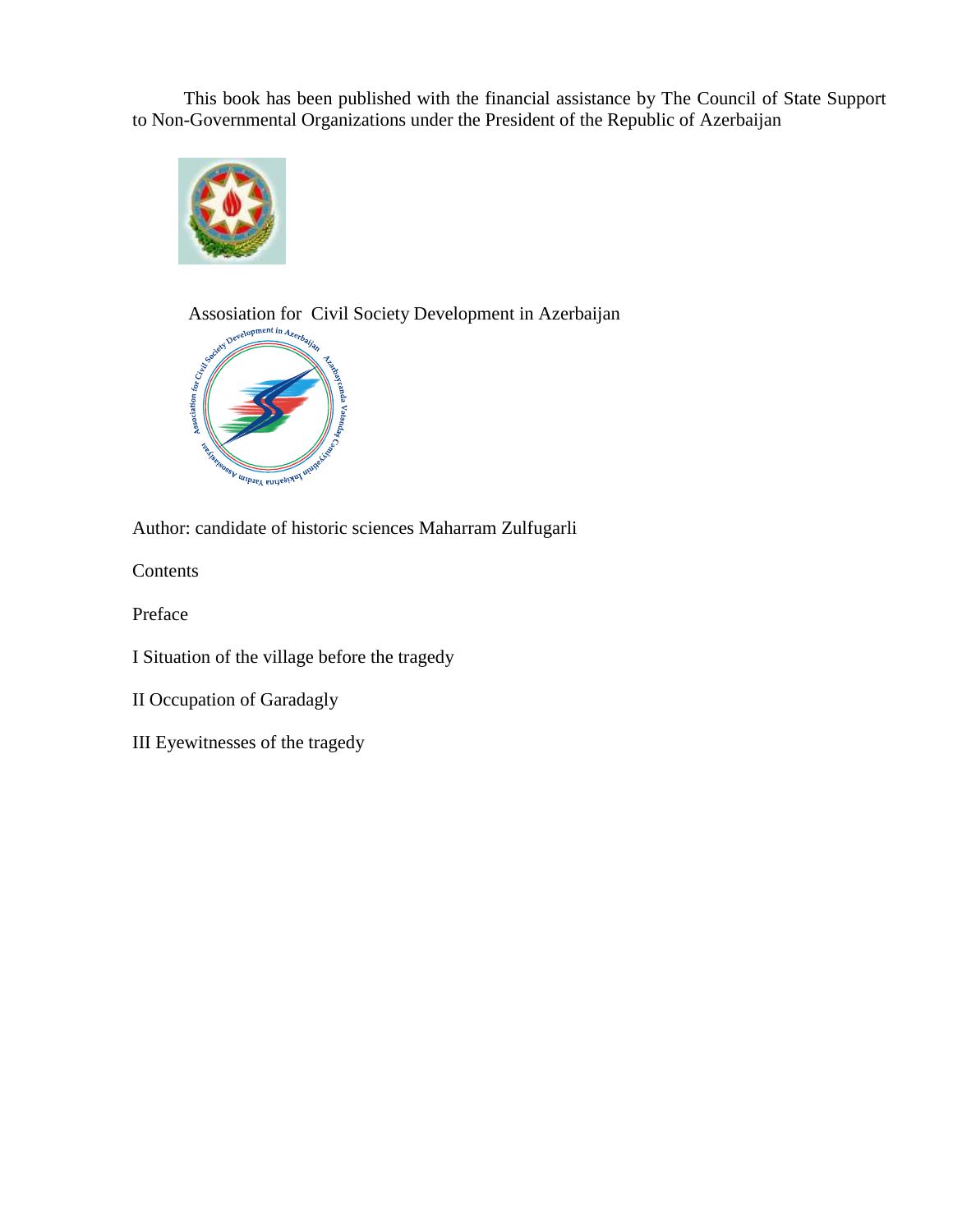This book has been published with the financial assistance by The Council of State Support to Non-Governmental Organizations under the President of the Republic of Azerbaijan

Assosiation for Civil Society Development in Azerbaijan

Author: candidate of historic sciences Maharram Zulfugarli

Contents

Preface

I Situation of the village before the tragedy

II Occupation of Garadagly

III Eyewitnesses of the tragedy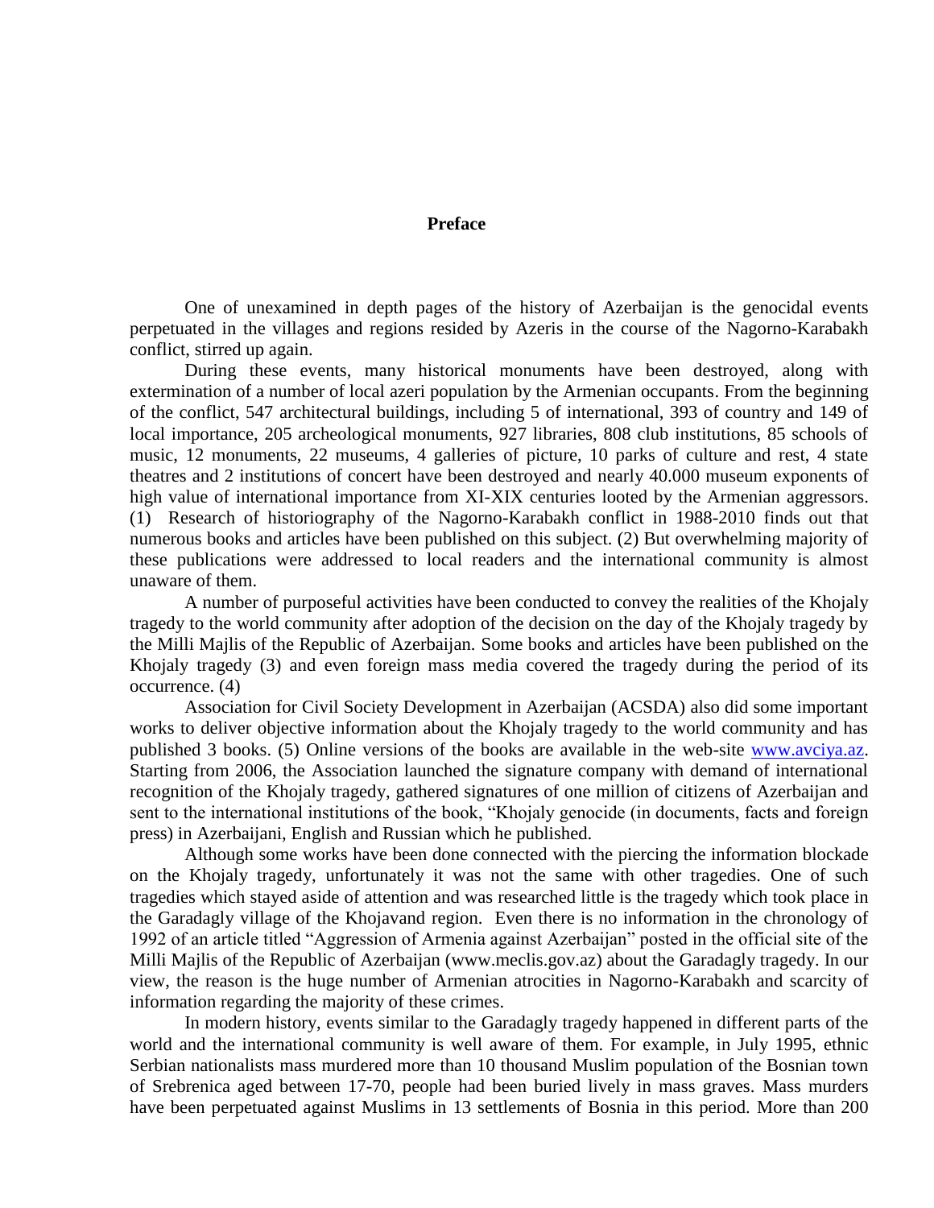# Preface

One of unexamined in depth pages of the history of Azerbaijan is the genocidal events perpetuated in the villages and regions resided by Azeris in the course of the Nagorno-Karabakh conflict, stirred up again.

During these events, many historical monuments have been destroyed, along with extermination of a number of local azeri population by the Armenian occupants. From the beginning of the conflict, 547 architectural buildings, including 5 of international, 393 of country and 149 of local importance, 205 archeological monuments, 927 libraries, 808 club institutions, 85 schools of music, 12 monuments, 22 museums, 4 galleries of picture, 10 parks of culture and rest, 4 state theatres and 2 institutions of concert have been destroyed and nearly 40.000 museum exponents of high value of international importance from XI-XIX centuries looted by the Armenian aggressors. (1) Research of historiography of the Nagorno-Karabakh conflict in 1988-2010 finds out that numerous books and articles have been published on this subject. (2) But overwhelming majority of these publications were addressed to local readers and the international community is almost unaware of them.

A number of purposeful activities have been conducted to convey the realities of the Khojaly tragedy to the world community after adoption of the decision on the day of the Khojaly tragedy by the Milli Majlis of the Republic of Azerbaijan. Some books and articles have been published on the Khojaly tragedy (3) and even foreign mass media covered the tragedy during the period of its occurrence. (4)

Association for Civil Society Development in Azerbaijan (ACSDA) also did some important works to deliver objective information about the Khojaly tragedy to the world community and has published 3 books. (5) Online versions of the books are available in the web-site [www.avciya.az](http://www.avciya.az). Starting from 2006, the Association launched the signature company with demand of international recognition of the Khojaly tragedy, gathered signatures of one million of citizens of Azerbaijan and sent to the international institutions of the book, "Khojaly genocide (in documents, facts and foreign press) in Azerbaijani, English and Russian which he published.

Although some works have been done connected with the piercing the information blockade on the Khojaly tragedy, unfortunately it was not the same with other tragedies. One of such tragedies which stayed aside of attention and was researched little is the tragedy which took place in the Garadagly village of the Khojavand region. Even there is no information in the chronology of 1992 of an article titled "Aggression of Armenia against Azerbaijan" posted in the official site of the Milli Majlis of the Republic of Azerbaijan (www.meclis.gov.az) about the Garadagly tragedy. In our view, the reason is the huge number of Armenian atrocities in Nagorno-Karabakh and scarcity of information regarding the majority of these crimes.

In modern history, events similar to the Garadagly tragedy happened in different parts of the world and the international community is well aware of them. For example, in July 1995, ethnic Serbian nationalists mass murdered more than 10 thousand Muslim population of the Bosnian town of Srebrenica aged between 17-70, people had been buried lively in mass graves. Mass murders have been perpetuated against Muslims in 13 settlements of Bosnia in this period. More than 200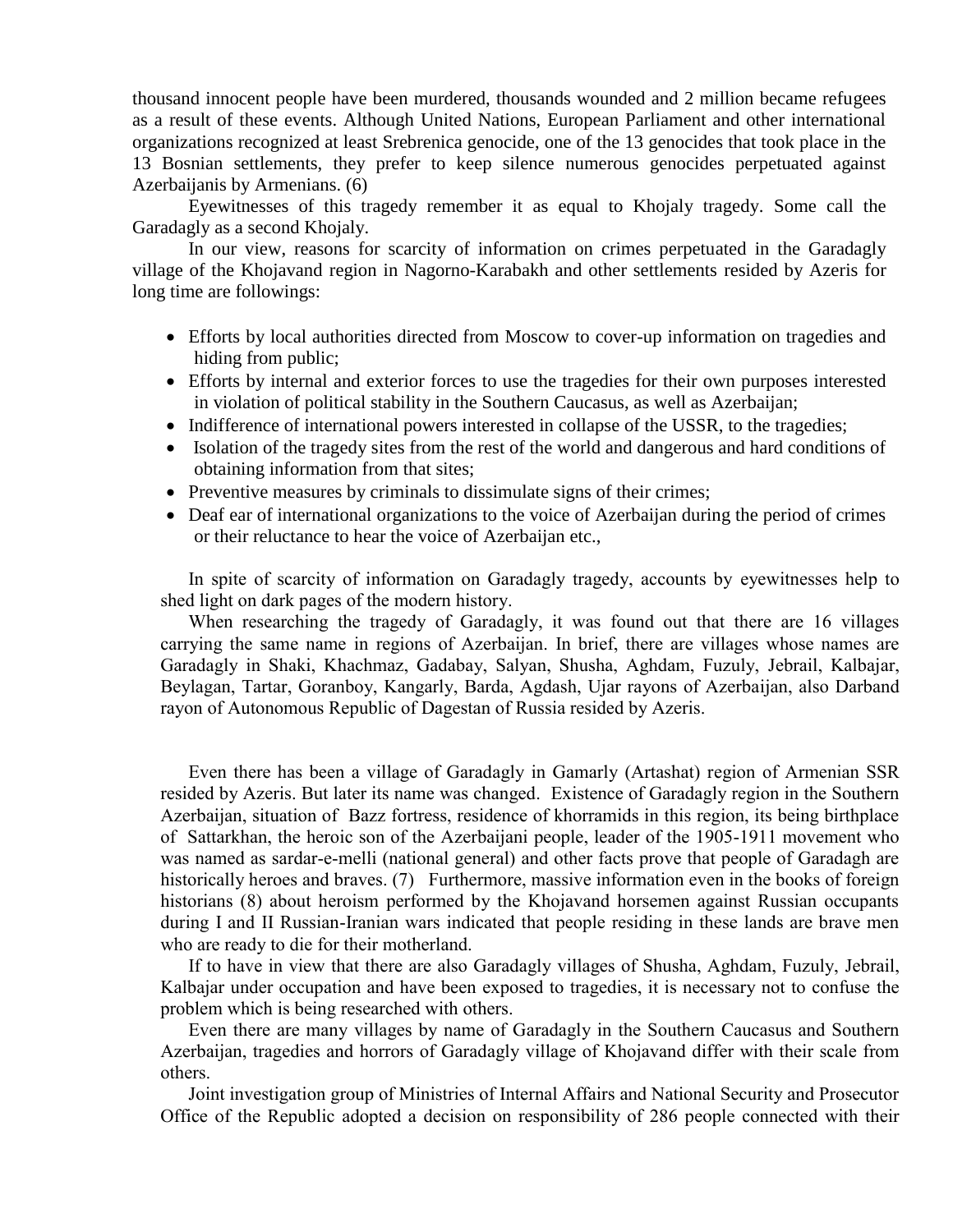thousand innocent people have been murdered, thousands wounded and 2 million became refugees as a result of these events. Although United Nations, European Parliament and other international organizations recognized at least Srebrenica genocide, one of the 13 genocides that took place in the 13 Bosnian settlements, they prefer to keep silence numerous genocides perpetuated against Azerbaijanis by Armenians. (6)

Eyewitnesses of this tragedy remember it as equal to Khojaly tragedy. Some call the Garadagly as a second Khojaly.

In our view, reasons for scarcity of information on crimes perpetuated in the Garadagly village of the Khojavand region in Nagorno-Karabakh and other settlements resided by Azeris for long time are followings:

- Efforts by local authorities directed from Moscow to cover-up information on tragedies and hiding from public;
- Efforts by internal and exterior forces to use the tragedies for their own purposes interested in violation of political stability in the Southern Caucasus, as well as Azerbaijan;
- Indifference of international powers interested in collapse of the USSR, to the tragedies;
- Isolation of the tragedy sites from the rest of the world and dangerous and hard conditions of obtaining information from that sites;
- Preventive measures by criminals to dissimulate signs of their crimes;
- Deaf ear of international organizations to the voice of Azerbaijan during the period of crimes or their reluctance to hear the voice of Azerbaijan etc.,

In spite of scarcity of information on Garadagly tragedy, accounts by eyewitnesses help to shed light on dark pages of the modern history.

When researching the tragedy of Garadagly, it was found out that there are 16 villages carrying the same name in regions of Azerbaijan. In brief, there are villages whose names are Garadagly in Shaki, Khachmaz, Gadabay, Salyan, Shusha, Aghdam, Fuzuly, Jebrail, Kalbajar, Beylagan, Tartar, Goranboy, Kangarly, Barda, Agdash, Ujar rayons of Azerbaijan, also Darband rayon of Autonomous Republic of Dagestan of Russia resided by Azeris.

Even there has been a village of Garadagly in Gamarly (Artashat) region of Armenian SSR resided by Azeris. But later its name was changed. Existence of Garadagly region in the Southern Azerbaijan, situation of Bazz fortress, residence of khorramids in this region, its being birthplace of Sattarkhan, the heroic son of the Azerbaijani people, leader of the 1905-1911 movement who was named as sardar-e-melli (national general) and other facts prove that people of Garadagh are historically heroes and braves. (7) Furthermore, massive information even in the books of foreign historians (8) about heroism performed by the Khojavand horsemen against Russian occupants during I and II Russian-Iranian wars indicated that people residing in these lands are brave men who are ready to die for their motherland.

If to have in view that there are also Garadagly villages of Shusha, Aghdam, Fuzuly, Jebrail, Kalbajar under occupation and have been exposed to tragedies, it is necessary not to confuse the problem which is being researched with others.

Even there are many villages by name of Garadagly in the Southern Caucasus and Southern Azerbaijan, tragedies and horrors of Garadagly village of Khojavand differ with their scale from others.

Joint investigation group of Ministries of Internal Affairs and National Security and Prosecutor Office of the Republic adopted a decision on responsibility of 286 people connected with their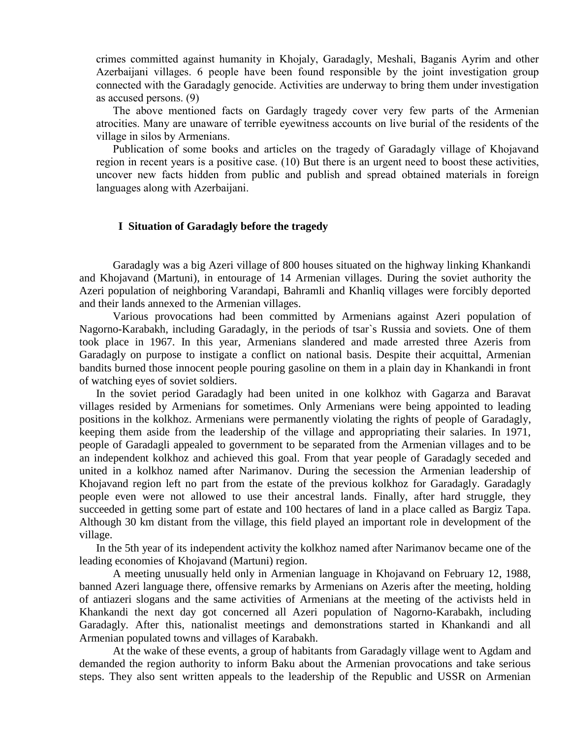crimes committed against humanity in Khojaly, Garadagly, Meshali, Baganis Ayrim and other Azerbaijani villages. 6 people have been found responsible by the joint investigation group connected with the Garadagly genocide. Activities are underway to bring them under investigation as accused persons. (9)

The above mentioned facts on Gardagly tragedy cover very few parts of the Armenian atrocities. Many are unaware of terrible eyewitness accounts on live burial of the residents of the village in silos by Armenians.

Publication of some books and articles on the tragedy of Garadagly village of Khojavand region in recent years is a positive case. (10) But there is an urgent need to boost these activities, uncover new facts hidden from public and publish and spread obtained materials in foreign languages along with Azerbaijani.

## I Situation of Garadagly before the tragedy

Garadagly was a big Azeri village of 800 houses situated on the highway linking Khankandi and Khojavand (Martuni), in entourage of 14 Armenian villages. During the soviet authority the Azeri population of neighboring Varandapi, Bahramli and Khanliq villages were forcibly deported and their lands annexed to the Armenian villages.

Various provocations had been committed by Armenians against Azeri population of Nagorno-Karabakh, including Garadagly, in the periods of tsar`s Russia and soviets. One of them took place in 1967. In this year, Armenians slandered and made arrested three Azeris from Garadagly on purpose to instigate a conflict on national basis. Despite their acquittal, Armenian bandits burned those innocent people pouring gasoline on them in a plain day in Khankandi in front of watching eyes of soviet soldiers.

In the soviet period Garadagly had been united in one kolkhoz with Gagarza and Baravat villages resided by Armenians for sometimes. Only Armenians were being appointed to leading positions in the kolkhoz. Armenians were permanently violating the rights of people of Garadagly, keeping them aside from the leadership of the village and appropriating their salaries. In 1971, people of Garadagli appealed to government to be separated from the Armenian villages and to be an independent kolkhoz and achieved this goal. From that year people of Garadagly seceded and united in a kolkhoz named after Narimanov. During the secession the Armenian leadership of Khojavand region left no part from the estate of the previous kolkhoz for Garadagly. Garadagly people even were not allowed to use their ancestral lands. Finally, after hard struggle, they succeeded in getting some part of estate and 100 hectares of land in a place called as Bargiz Tapa. Although 30 km distant from the village, this field played an important role in development of the village.

In the 5th year of its independent activity the kolkhoz named after Narimanov became one of the leading economies of Khojavand (Martuni) region.

A meeting unusually held only in Armenian language in Khojavand on February 12, 1988, banned Azeri language there, offensive remarks by Armenians on Azeris after the meeting, holding of antiazeri slogans and the same activities of Armenians at the meeting of the activists held in Khankandi the next day got concerned all Azeri population of Nagorno-Karabakh, including Garadagly. After this, nationalist meetings and demonstrations started in Khankandi and all Armenian populated towns and villages of Karabakh.

At the wake of these events, a group of habitants from Garadagly village went to Agdam and demanded the region authority to inform Baku about the Armenian provocations and take serious steps. They also sent written appeals to the leadership of the Republic and USSR on Armenian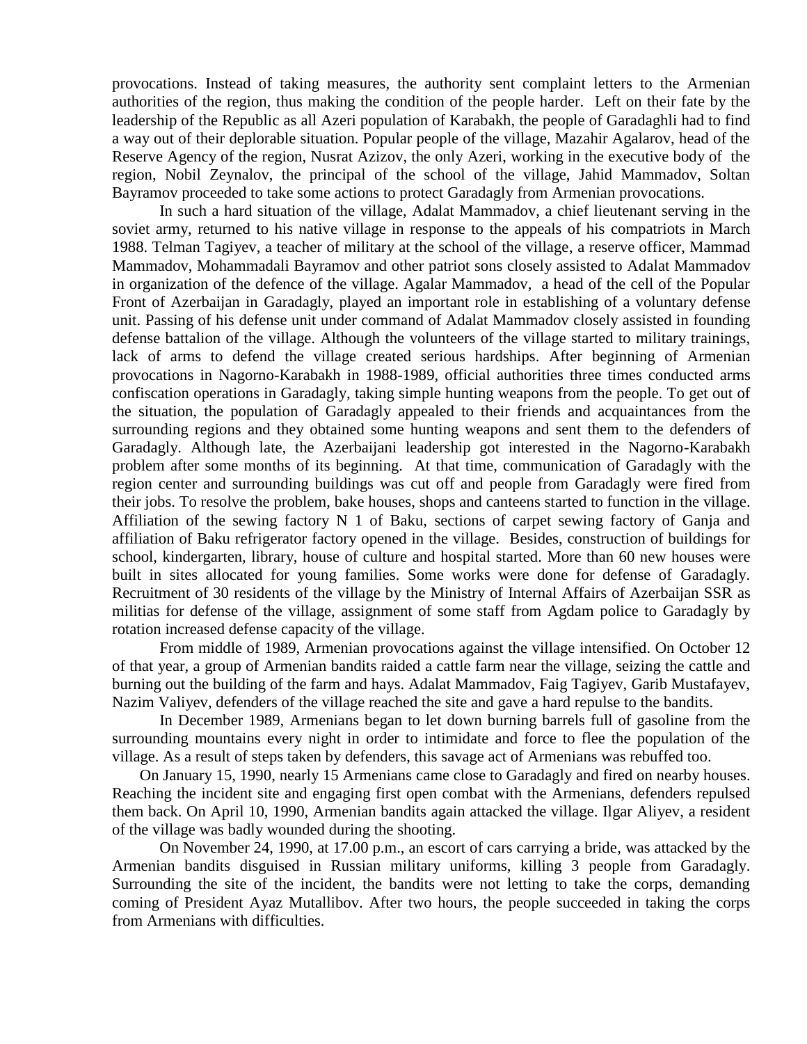provocations. Instead of taking measures, the authority sent complaint letters to the Armenian authorities of the region, thus making the condition of the people harder. Left on their fate by the leadership of the Republic as all Azeri population of Karabakh, the people of Garadaghli had to find a way out of their deplorable situation. Popular people of the village, Mazahir Agalarov, head of the Reserve Agency of the region, Nusrat Azizov, the only Azeri, working in the executive body of the region, Nobil Zeynalov, the principal of the school of the village, Jahid Mammadov, Soltan Bayramov proceeded to take some actions to protect Garadagly from Armenian provocations.

In such a hard situation of the village, Adalat Mammadov, a chief lieutenant serving in the soviet army, returned to his native village in response to the appeals of his compatriots in March 1988. Telman Tagiyev, a teacher of military at the school of the village, a reserve officer, Mammad Mammadov, Mohammadali Bayramov and other patriot sons closely assisted to Adalat Mammadov in organization of the defence of the village. Agalar Mammadov, a head of the cell of the Popular Front of Azerbaijan in Garadagly, played an important role in establishing of a voluntary defense unit. Passing of his defense unit under command of Adalat Mammadov closely assisted in founding defense battalion of the village. Although the volunteers of the village started to military trainings, lack of arms to defend the village created serious hardships. After beginning of Armenian provocations in Nagorno-Karabakh in 1988-1989, official authorities three times conducted arms confiscation operations in Garadagly, taking simple hunting weapons from the people. To get out of the situation, the population of Garadagly appealed to their friends and acquaintances from the surrounding regions and they obtained some hunting weapons and sent them to the defenders of Garadagly. Although late, the Azerbaijani leadership got interested in the Nagorno-Karabakh problem after some months of its beginning. At that time, communication of Garadagly with the region center and surrounding buildings was cut off and people from Garadagly were fired from their jobs. To resolve the problem, bake houses, shops and canteens started to function in the village. Affiliation of the sewing factory N 1 of Baku, sections of carpet sewing factory of Ganja and affiliation of Baku refrigerator factory opened in the village. Besides, construction of buildings for school, kindergarten, library, house of culture and hospital started. More than 60 new houses were built in sites allocated for young families. Some works were done for defense of Garadagly. Recruitment of 30 residents of the village by the Ministry of Internal Affairs of Azerbaijan SSR as militias for defense of the village, assignment of some staff from Agdam police to Garadagly by rotation increased defense capacity of the village.

From middle of 1989, Armenian provocations against the village intensified. On October 12 of that year, a group of Armenian bandits raided a cattle farm near the village, seizing the cattle and burning out the building of the farm and hays. Adalat Mammadov, Faig Tagiyev, Garib Mustafayev, Nazim Valiyev, defenders of the village reached the site and gave a hard repulse to the bandits.

In December 1989, Armenians began to let down burning barrels full of gasoline from the surrounding mountains every night in order to intimidate and force to flee the population of the village. As a result of steps taken by defenders, this savage act of Armenians was rebuffed too.

On January 15, 1990, nearly 15 Armenians came close to Garadagly and fired on nearby houses. Reaching the incident site and engaging first open combat with the Armenians, defenders repulsed them back. On April 10, 1990, Armenian bandits again attacked the village. Ilgar Aliyev, a resident of the village was badly wounded during the shooting.

On November 24, 1990, at 17.00 p.m., an escort of cars carrying a bride, was attacked by the Armenian bandits disguised in Russian military uniforms, killing 3 people from Garadagly. Surrounding the site of the incident, the bandits were not letting to take the corps, demanding coming of President Ayaz Mutallibov. After two hours, the people succeeded in taking the corps from Armenians with difficulties.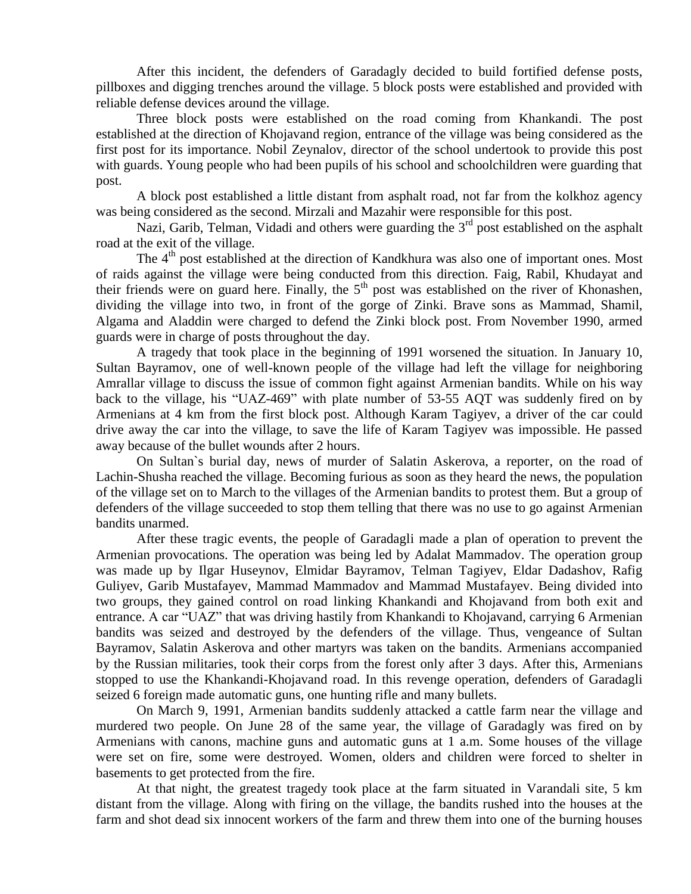After this incident, the defenders of Garadagly decided to build fortified defense posts, pillboxes and digging trenches around the village. 5 block posts were established and provided with reliable defense devices around the village.

Three block posts were established on the road coming from Khankandi. The post established at the direction of Khojavand region, entrance of the village was being considered as the first post for its importance. Nobil Zeynalov, director of the school undertook to provide this post with guards. Young people who had been pupils of his school and schoolchildren were guarding that post.

A block post established a little distant from asphalt road, not far from the kolkhoz agency was being considered as the second. Mirzali and Mazahir were responsible for this post.

Nazi, Garib, Telman, Vidadi and others were guarding the 3rd post established on the asphalt road at the exit of the village.

The 4th post established at the direction of Kandkhura was also one of important ones. Most of raids against the village were being conducted from this direction. Faig, Rabil, Khudayat and their friends were on guard here. Finally, the 5th post was established on the river of Khonashen, dividing the village into two, in front of the gorge of Zinki. Brave sons as Mammad, Shamil, Algama and Aladdin were charged to defend the Zinki block post. From November 1990, armed guards were in charge of posts throughout the day.

A tragedy that took place in the beginning of 1991 worsened the situation. In January 10, Sultan Bayramov, one of well-known people of the village had left the village for neighboring Amrallar village to discuss the issue of common fight against Armenian bandits. While on his way back to the village, his "UAZ-469" with plate number of 53-55 AQT was suddenly fired on by Armenians at 4 km from the first block post. Although Karam Tagiyev, a driver of the car could drive away the car into the village, to save the life of Karam Tagiyev was impossible. He passed away because of the bullet wounds after 2 hours.

On Sultan`s burial day, news of murder of Salatin Askerova, a reporter, on the road of Lachin-Shusha reached the village. Becoming furious as soon as they heard the news, the population of the village set on to March to the villages of the Armenian bandits to protest them. But a group of defenders of the village succeeded to stop them telling that there was no use to go against Armenian bandits unarmed.

After these tragic events, the people of Garadagli made a plan of operation to prevent the Armenian provocations. The operation was being led by Adalat Mammadov. The operation group was made up by Ilgar Huseynov, Elmidar Bayramov, Telman Tagiyev, Eldar Dadashov, Rafig Guliyev, Garib Mustafayev, Mammad Mammadov and Mammad Mustafayev. Being divided into two groups, they gained control on road linking Khankandi and Khojavand from both exit and entrance. A car "UAZ" that was driving hastily from Khankandi to Khojavand, carrying 6 Armenian bandits was seized and destroyed by the defenders of the village. Thus, vengeance of Sultan Bayramov, Salatin Askerova and other martyrs was taken on the bandits. Armenians accompanied by the Russian militaries, took their corps from the forest only after 3 days. After this, Armenians stopped to use the Khankandi-Khojavand road. In this revenge operation, defenders of Garadagli seized 6 foreign made automatic guns, one hunting rifle and many bullets.

On March 9, 1991, Armenian bandits suddenly attacked a cattle farm near the village and murdered two people. On June 28 of the same year, the village of Garadagly was fired on by Armenians with canons, machine guns and automatic guns at 1 a.m. Some houses of the village were set on fire, some were destroyed. Women, olders and children were forced to shelter in basements to get protected from the fire.

At that night, the greatest tragedy took place at the farm situated in Varandali site, 5 km distant from the village. Along with firing on the village, the bandits rushed into the houses at the farm and shot dead six innocent workers of the farm and threw them into one of the burning houses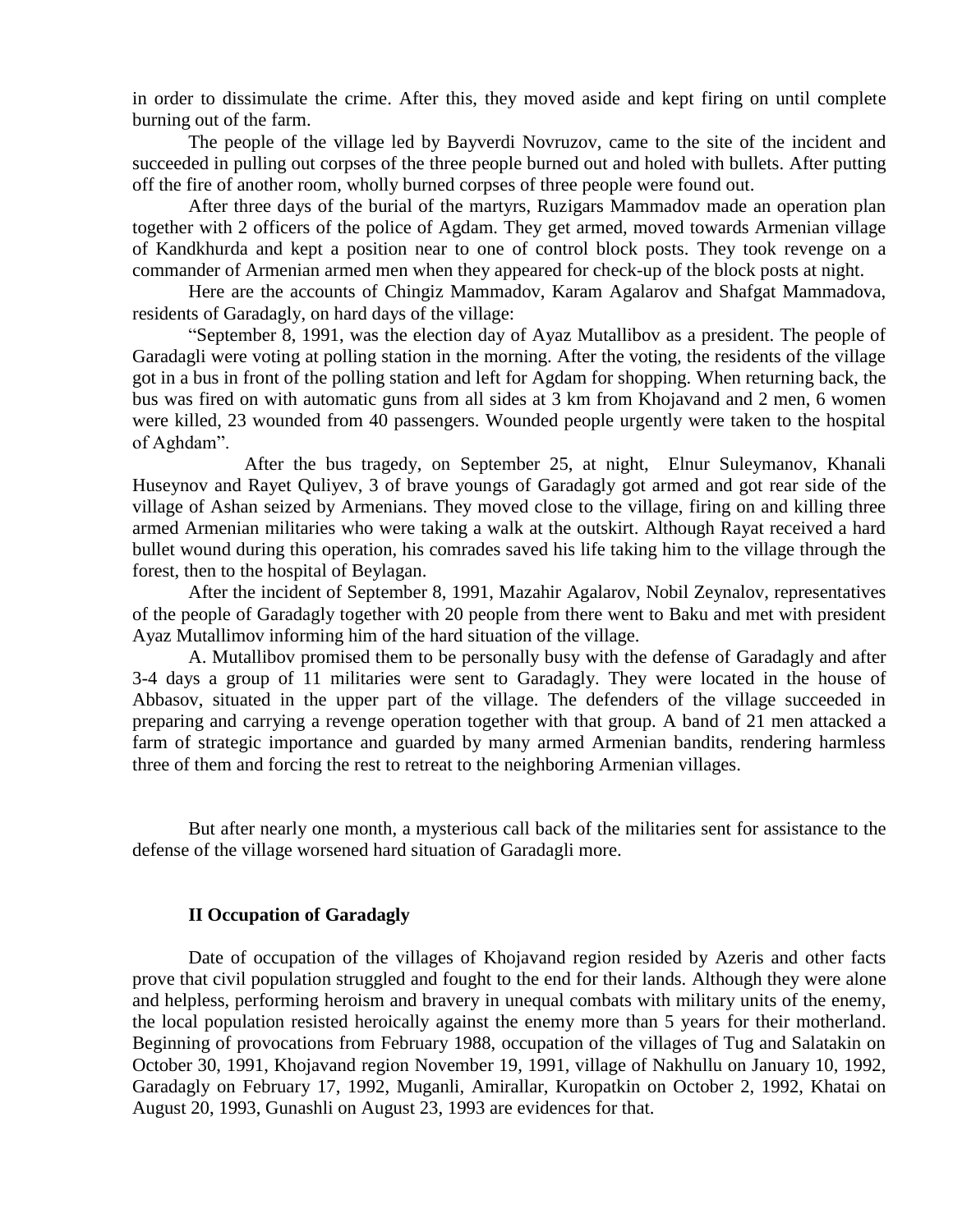in order to dissimulate the crime. After this, they moved aside and kept firing on until complete burning out of the farm.

The people of the village led by Bayverdi Novruzov, came to the site of the incident and succeeded in pulling out corpses of the three people burned out and holed with bullets. After putting off the fire of another room, wholly burned corpses of three people were found out.

After three days of the burial of the martyrs, Ruzigars Mammadov made an operation plan together with 2 officers of the police of Agdam. They get armed, moved towards Armenian village of Kandkhurda and kept a position near to one of control block posts. They took revenge on a commander of Armenian armed men when they appeared for check-up of the block posts at night.

Here are the accounts of Chingiz Mammadov, Karam Agalarov and Shafgat Mammadova, residents of Garadagly, on hard days of the village:

"September 8, 1991, was the election day of Ayaz Mutallibov as a president. The people of Garadagli were voting at polling station in the morning. After the voting, the residents of the village got in a bus in front of the polling station and left for Agdam for shopping. When returning back, the bus was fired on with automatic guns from all sides at 3 km from Khojavand and 2 men, 6 women were killed, 23 wounded from 40 passengers. Wounded people urgently were taken to the hospital of Aghdam".

After the bus tragedy, on September 25, at night, Elnur Suleymanov, Khanali Huseynov and Rayet Quliyev, 3 of brave youngs of Garadagly got armed and got rear side of the village of Ashan seized by Armenians. They moved close to the village, firing on and killing three armed Armenian militaries who were taking a walk at the outskirt. Although Rayat received a hard bullet wound during this operation, his comrades saved his life taking him to the village through the forest, then to the hospital of Beylagan.

After the incident of September 8, 1991, Mazahir Agalarov, Nobil Zeynalov, representatives of the people of Garadagly together with 20 people from there went to Baku and met with president Ayaz Mutallimov informing him of the hard situation of the village.

A. Mutallibov promised them to be personally busy with the defense of Garadagly and after 3-4 days a group of 11 militaries were sent to Garadagly. They were located in the house of Abbasov, situated in the upper part of the village. The defenders of the village succeeded in preparing and carrying a revenge operation together with that group. A band of 21 men attacked a farm of strategic importance and guarded by many armed Armenian bandits, rendering harmless three of them and forcing the rest to retreat to the neighboring Armenian villages.

But after nearly one month, a mysterious call back of the militaries sent for assistance to the defense of the village worsened hard situation of Garadagli more.

## II Occupation of Garadagly

Date of occupation of the villages of Khojavand region resided by Azeris and other facts prove that civil population struggled and fought to the end for their lands. Although they were alone and helpless, performing heroism and bravery in unequal combats with military units of the enemy, the local population resisted heroically against the enemy more than 5 years for their motherland. Beginning of provocations from February 1988, occupation of the villages of Tug and Salatakin on October 30, 1991, Khojavand region November 19, 1991, village of Nakhullu on January 10, 1992, Garadagly on February 17, 1992, Muganli, Amirallar, Kuropatkin on October 2, 1992, Khatai on August 20, 1993, Gunashli on August 23, 1993 are evidences for that.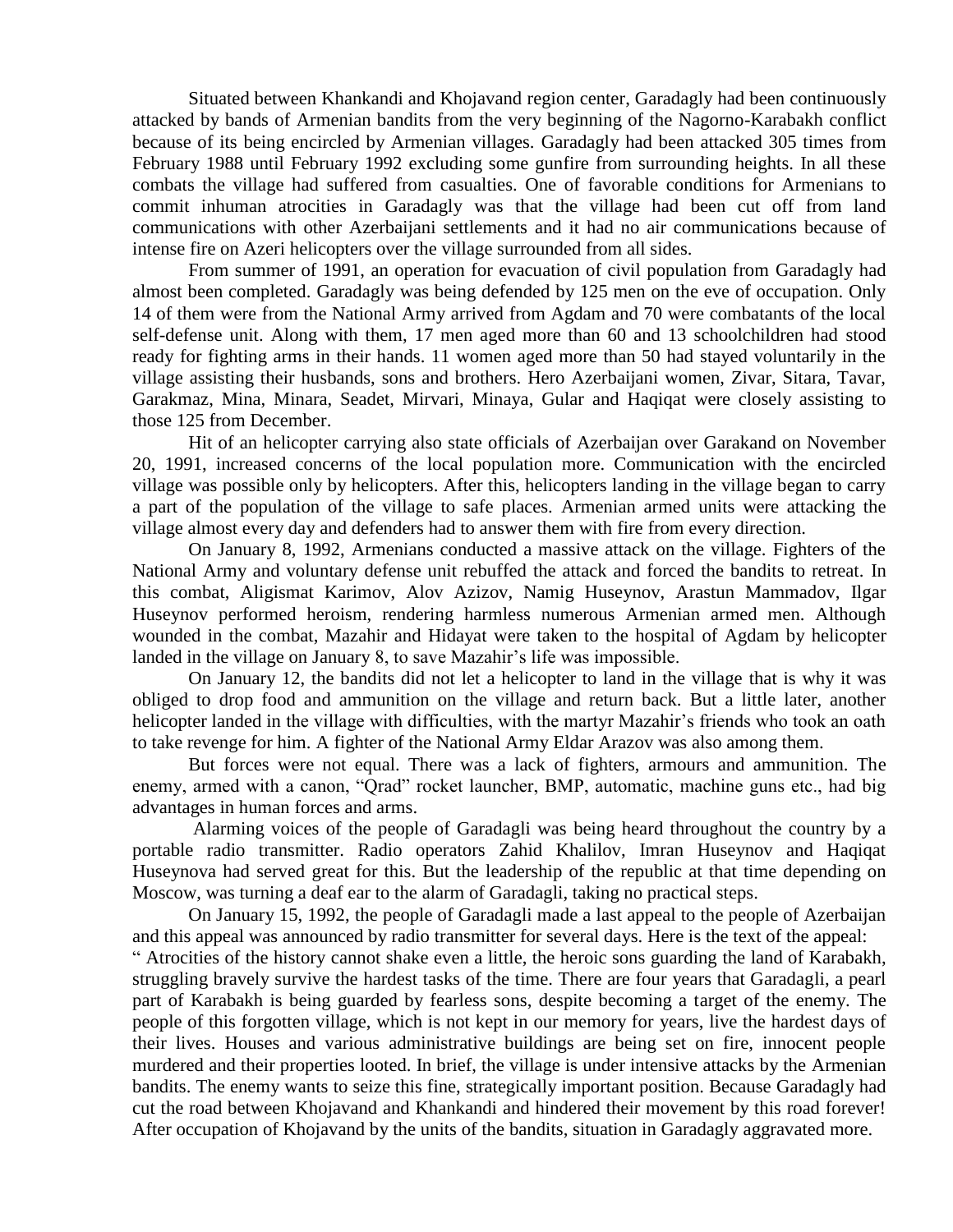Situated between Khankandi and Khojavand region center, Garadagly had been continuously attacked by bands of Armenian bandits from the very beginning of the Nagorno-Karabakh conflict because of its being encircled by Armenian villages. Garadagly had been attacked 305 times from February 1988 until February 1992 excluding some gunfire from surrounding heights. In all these combats the village had suffered from casualties. One of favorable conditions for Armenians to commit inhuman atrocities in Garadagly was that the village had been cut off from land communications with other Azerbaijani settlements and it had no air communications because of intense fire on Azeri helicopters over the village surrounded from all sides.

From summer of 1991, an operation for evacuation of civil population from Garadagly had almost been completed. Garadagly was being defended by 125 men on the eve of occupation. Only 14 of them were from the National Army arrived from Agdam and 70 were combatants of the local self-defense unit. Along with them, 17 men aged more than 60 and 13 schoolchildren had stood ready for fighting arms in their hands. 11 women aged more than 50 had stayed voluntarily in the village assisting their husbands, sons and brothers. Hero Azerbaijani women, Zivar, Sitara, Tavar, Garakmaz, Mina, Minara, Seadet, Mirvari, Minaya, Gular and Haqiqat were closely assisting to those 125 from December.

Hit of an helicopter carrying also state officials of Azerbaijan over Garakand on November 20, 1991, increased concerns of the local population more. Communication with the encircled village was possible only by helicopters. After this, helicopters landing in the village began to carry a part of the population of the village to safe places. Armenian armed units were attacking the village almost every day and defenders had to answer them with fire from every direction.

On January 8, 1992, Armenians conducted a massive attack on the village. Fighters of the National Army and voluntary defense unit rebuffed the attack and forced the bandits to retreat. In this combat, Aligismat Karimov, Alov Azizov, Namig Huseynov, Arastun Mammadov, Ilgar Huseynov performed heroism, rendering harmless numerous Armenian armed men. Although wounded in the combat, Mazahir and Hidayat were taken to the hospital of Agdam by helicopter landed in the village on January 8, to save Mazahir's life was impossible.

On January 12, the bandits did not let a helicopter to land in the village that is why it was obliged to drop food and ammunition on the village and return back. But a little later, another helicopter landed in the village with difficulties, with the martyr Mazahir's friends who took an oath to take revenge for him. A fighter of the National Army Eldar Arazov was also among them.

But forces were not equal. There was a lack of fighters, armours and ammunition. The enemy, armed with a canon, "Qrad" rocket launcher, BMP, automatic, machine guns etc., had big advantages in human forces and arms.

Alarming voices of the people of Garadagli was being heard throughout the country by a portable radio transmitter. Radio operators Zahid Khalilov, Imran Huseynov and Haqiqat Huseynova had served great for this. But the leadership of the republic at that time depending on Moscow, was turning a deaf ear to the alarm of Garadagli, taking no practical steps.

On January 15, 1992, the people of Garadagli made a last appeal to the people of Azerbaijan and this appeal was announced by radio transmitter for several days. Here is the text of the appeal:

" Atrocities of the history cannot shake even a little, the heroic sons guarding the land of Karabakh, struggling bravely survive the hardest tasks of the time. There are four years that Garadagli, a pearl part of Karabakh is being guarded by fearless sons, despite becoming a target of the enemy. The people of this forgotten village, which is not kept in our memory for years, live the hardest days of their lives. Houses and various administrative buildings are being set on fire, innocent people murdered and their properties looted. In brief, the village is under intensive attacks by the Armenian bandits. The enemy wants to seize this fine, strategically important position. Because Garadagly had cut the road between Khojavand and Khankandi and hindered their movement by this road forever! After occupation of Khojavand by the units of the bandits, situation in Garadagly aggravated more.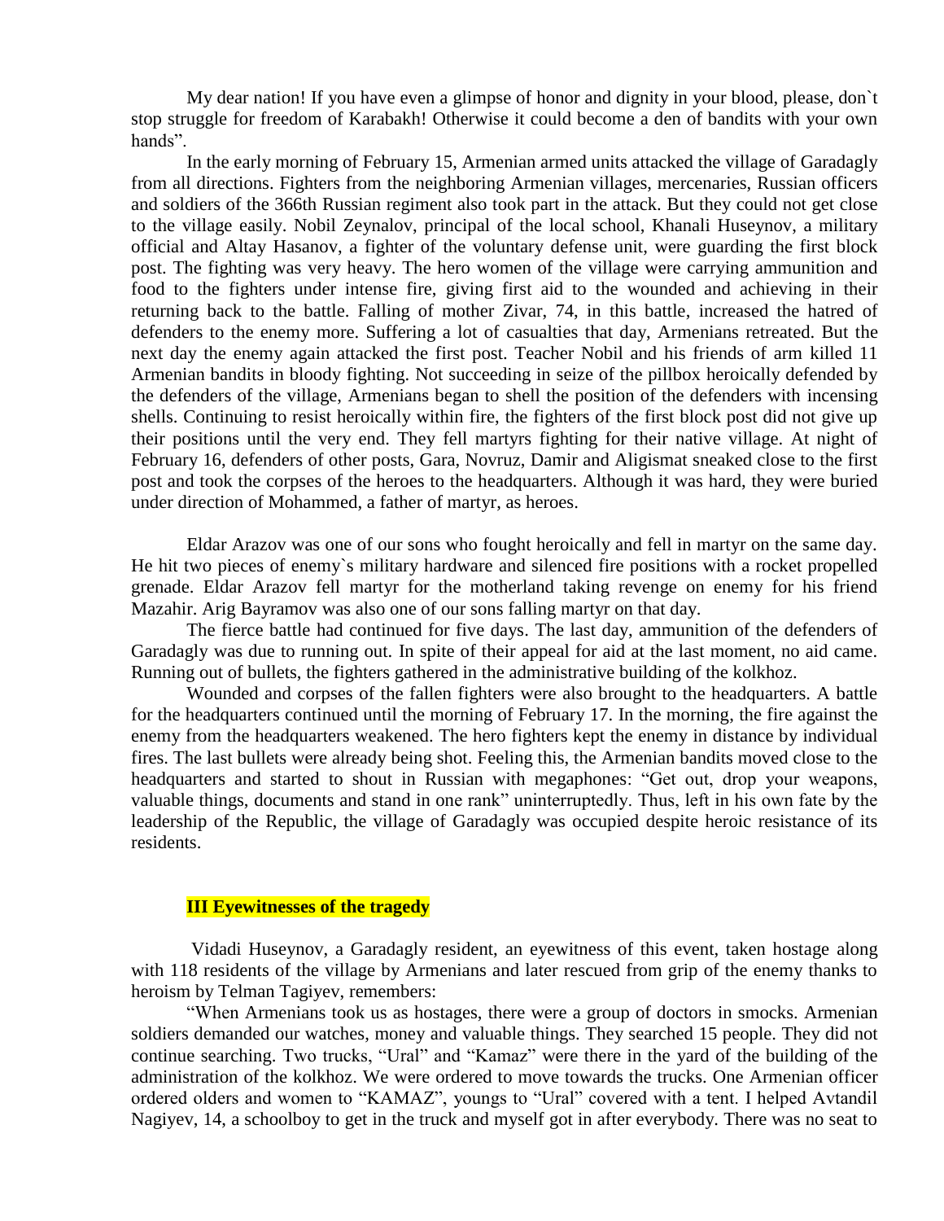My dear nation! If you have even a glimpse of honor and dignity in your blood, please, don`t stop struggle for freedom of Karabakh! Otherwise it could become a den of bandits with your own hands".

In the early morning of February 15, Armenian armed units attacked the village of Garadagly from all directions. Fighters from the neighboring Armenian villages, mercenaries, Russian officers and soldiers of the 366th Russian regiment also took part in the attack. But they could not get close to the village easily. Nobil Zeynalov, principal of the local school, Khanali Huseynov, a military official and Altay Hasanov, a fighter of the voluntary defense unit, were guarding the first block post. The fighting was very heavy. The hero women of the village were carrying ammunition and food to the fighters under intense fire, giving first aid to the wounded and achieving in their returning back to the battle. Falling of mother Zivar, 74, in this battle, increased the hatred of defenders to the enemy more. Suffering a lot of casualties that day, Armenians retreated. But the next day the enemy again attacked the first post. Teacher Nobil and his friends of arm killed 11 Armenian bandits in bloody fighting. Not succeeding in seize of the pillbox heroically defended by the defenders of the village, Armenians began to shell the position of the defenders with incensing shells. Continuing to resist heroically within fire, the fighters of the first block post did not give up their positions until the very end. They fell martyrs fighting for their native village. At night of February 16, defenders of other posts, Gara, Novruz, Damir and Aligismat sneaked close to the first post and took the corpses of the heroes to the headquarters. Although it was hard, they were buried under direction of Mohammed, a father of martyr, as heroes.

Eldar Arazov was one of our sons who fought heroically and fell in martyr on the same day. He hit two pieces of enemy`s military hardware and silenced fire positions with a rocket propelled grenade. Eldar Arazov fell martyr for the motherland taking revenge on enemy for his friend Mazahir. Arig Bayramov was also one of our sons falling martyr on that day.

The fierce battle had continued for five days. The last day, ammunition of the defenders of Garadagly was due to running out. In spite of their appeal for aid at the last moment, no aid came. Running out of bullets, the fighters gathered in the administrative building of the kolkhoz.

Wounded and corpses of the fallen fighters were also brought to the headquarters. A battle for the headquarters continued until the morning of February 17. In the morning, the fire against the enemy from the headquarters weakened. The hero fighters kept the enemy in distance by individual fires. The last bullets were already being shot. Feeling this, the Armenian bandits moved close to the headquarters and started to shout in Russian with megaphones: "Get out, drop your weapons, valuable things, documents and stand in one rank" uninterruptedly. Thus, left in his own fate by the leadership of the Republic, the village of Garadagly was occupied despite heroic resistance of its residents.

## III Eyewitnesses of the tragedy

Vidadi Huseynov, a Garadagly resident, an eyewitness of this event, taken hostage along with 118 residents of the village by Armenians and later rescued from grip of the enemy thanks to heroism by Telman Tagiyev, remembers:

"When Armenians took us as hostages, there were a group of doctors in smocks. Armenian soldiers demanded our watches, money and valuable things. They searched 15 people. They did not continue searching. Two trucks, "Ural" and "Kamaz" were there in the yard of the building of the administration of the kolkhoz. We were ordered to move towards the trucks. One Armenian officer ordered olders and women to "KAMAZ", youngs to "Ural" covered with a tent. I helped Avtandil Nagiyev, 14, a schoolboy to get in the truck and myself got in after everybody. There was no seat to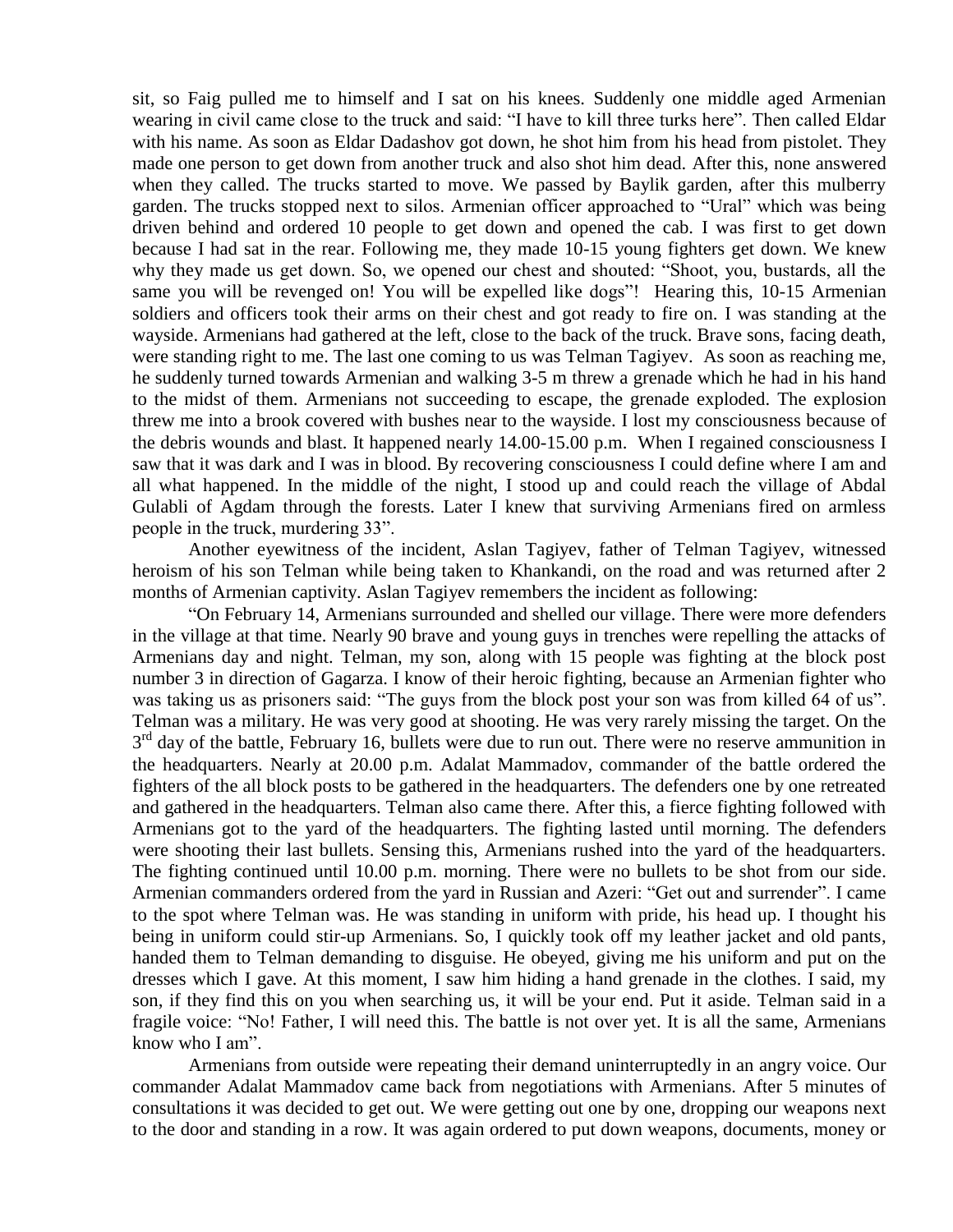sit, so Faig pulled me to himself and I sat on his knees. Suddenly one middle aged Armenian wearing in civil came close to the truck and said: "I have to kill three turks here". Then called Eldar with his name. As soon as Eldar Dadashov got down, he shot him from his head from pistolet. They made one person to get down from another truck and also shot him dead. After this, none answered when they called. The trucks started to move. We passed by Baylik garden, after this mulberry garden. The trucks stopped next to silos. Armenian officer approached to "Ural" which was being driven behind and ordered 10 people to get down and opened the cab. I was first to get down because I had sat in the rear. Following me, they made 10-15 young fighters get down. We knew why they made us get down. So, we opened our chest and shouted: "Shoot, you, bustards, all the same you will be revenged on! You will be expelled like dogs"! Hearing this, 10-15 Armenian soldiers and officers took their arms on their chest and got ready to fire on. I was standing at the wayside. Armenians had gathered at the left, close to the back of the truck. Brave sons, facing death, were standing right to me. The last one coming to us was Telman Tagiyev. As soon as reaching me, he suddenly turned towards Armenian and walking 3-5 m threw a grenade which he had in his hand to the midst of them. Armenians not succeeding to escape, the grenade exploded. The explosion threw me into a brook covered with bushes near to the wayside. I lost my consciousness because of the debris wounds and blast. It happened nearly 14.00-15.00 p.m. When I regained consciousness I saw that it was dark and I was in blood. By recovering consciousness I could define where I am and all what happened. In the middle of the night, I stood up and could reach the village of Abdal Gulabli of Agdam through the forests. Later I knew that surviving Armenians fired on armless people in the truck, murdering 33".

Another eyewitness of the incident, Aslan Tagiyev, father of Telman Tagiyev, witnessed heroism of his son Telman while being taken to Khankandi, on the road and was returned after 2 months of Armenian captivity. Aslan Tagiyev remembers the incident as following:

"On February 14, Armenians surrounded and shelled our village. There were more defenders in the village at that time. Nearly 90 brave and young guys in trenches were repelling the attacks of Armenians day and night. Telman, my son, along with 15 people was fighting at the block post number 3 in direction of Gagarza. I know of their heroic fighting, because an Armenian fighter who was taking us as prisoners said: "The guys from the block post your son was from killed 64 of us". Telman was a military. He was very good at shooting. He was very rarely missing the target. On the 3rd day of the battle, February 16, bullets were due to run out. There were no reserve ammunition in the headquarters. Nearly at 20.00 p.m. Adalat Mammadov, commander of the battle ordered the fighters of the all block posts to be gathered in the headquarters. The defenders one by one retreated and gathered in the headquarters. Telman also came there. After this, a fierce fighting followed with Armenians got to the yard of the headquarters. The fighting lasted until morning. The defenders were shooting their last bullets. Sensing this, Armenians rushed into the yard of the headquarters. The fighting continued until 10.00 p.m. morning. There were no bullets to be shot from our side. Armenian commanders ordered from the yard in Russian and Azeri: "Get out and surrender". I came to the spot where Telman was. He was standing in uniform with pride, his head up. I thought his being in uniform could stir-up Armenians. So, I quickly took off my leather jacket and old pants, handed them to Telman demanding to disguise. He obeyed, giving me his uniform and put on the dresses which I gave. At this moment, I saw him hiding a hand grenade in the clothes. I said, my son, if they find this on you when searching us, it will be your end. Put it aside. Telman said in a fragile voice: "No! Father, I will need this. The battle is not over yet. It is all the same, Armenians know who I am".

Armenians from outside were repeating their demand uninterruptedly in an angry voice. Our commander Adalat Mammadov came back from negotiations with Armenians. After 5 minutes of consultations it was decided to get out. We were getting out one by one, dropping our weapons next to the door and standing in a row. It was again ordered to put down weapons, documents, money or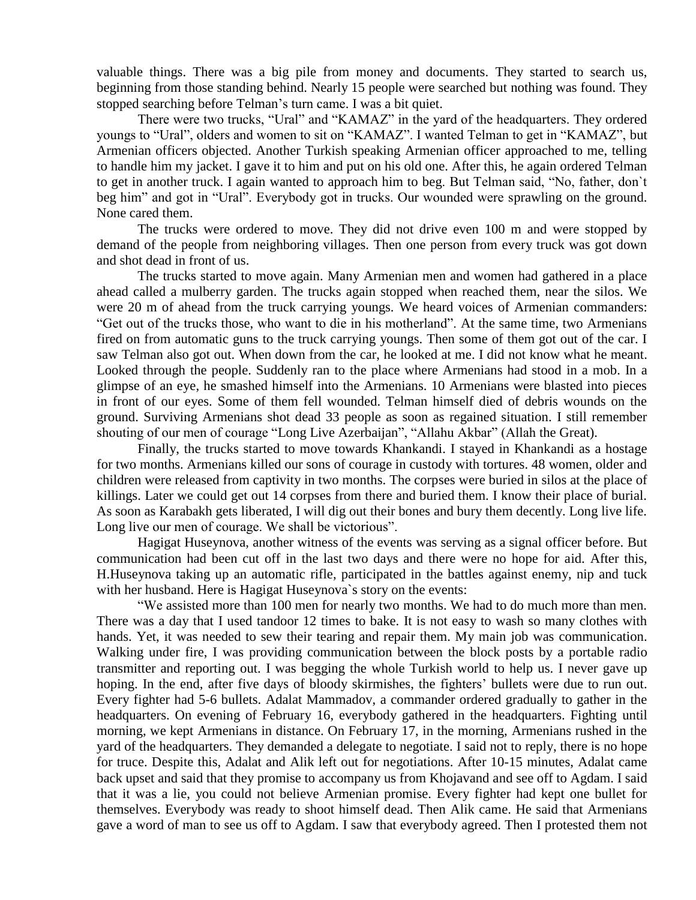valuable things. There was a big pile from money and documents. They started to search us, beginning from those standing behind. Nearly 15 people were searched but nothing was found. They stopped searching before Telman's turn came. I was a bit quiet.

There were two trucks, "Ural" and "KAMAZ" in the yard of the headquarters. They ordered youngs to "Ural", olders and women to sit on "KAMAZ". I wanted Telman to get in "KAMAZ", but Armenian officers objected. Another Turkish speaking Armenian officer approached to me, telling to handle him my jacket. I gave it to him and put on his old one. After this, he again ordered Telman to get in another truck. I again wanted to approach him to beg. But Telman said, "No, father, don`t beg him" and got in "Ural". Everybody got in trucks. Our wounded were sprawling on the ground. None cared them.

The trucks were ordered to move. They did not drive even 100 m and were stopped by demand of the people from neighboring villages. Then one person from every truck was got down and shot dead in front of us.

The trucks started to move again. Many Armenian men and women had gathered in a place ahead called a mulberry garden. The trucks again stopped when reached them, near the silos. We were 20 m of ahead from the truck carrying youngs. We heard voices of Armenian commanders: "Get out of the trucks those, who want to die in his motherland". At the same time, two Armenians fired on from automatic guns to the truck carrying youngs. Then some of them got out of the car. I saw Telman also got out. When down from the car, he looked at me. I did not know what he meant. Looked through the people. Suddenly ran to the place where Armenians had stood in a mob. In a glimpse of an eye, he smashed himself into the Armenians. 10 Armenians were blasted into pieces in front of our eyes. Some of them fell wounded. Telman himself died of debris wounds on the ground. Surviving Armenians shot dead 33 people as soon as regained situation. I still remember shouting of our men of courage "Long Live Azerbaijan", "Allahu Akbar" (Allah the Great).

Finally, the trucks started to move towards Khankandi. I stayed in Khankandi as a hostage for two months. Armenians killed our sons of courage in custody with tortures. 48 women, older and children were released from captivity in two months. The corpses were buried in silos at the place of killings. Later we could get out 14 corpses from there and buried them. I know their place of burial. As soon as Karabakh gets liberated, I will dig out their bones and bury them decently. Long live life. Long live our men of courage. We shall be victorious".

Hagigat Huseynova, another witness of the events was serving as a signal officer before. But communication had been cut off in the last two days and there were no hope for aid. After this, H.Huseynova taking up an automatic rifle, participated in the battles against enemy, nip and tuck with her husband. Here is Hagigat Huseynova`s story on the events:

"We assisted more than 100 men for nearly two months. We had to do much more than men. There was a day that I used tandoor 12 times to bake. It is not easy to wash so many clothes with hands. Yet, it was needed to sew their tearing and repair them. My main job was communication. Walking under fire, I was providing communication between the block posts by a portable radio transmitter and reporting out. I was begging the whole Turkish world to help us. I never gave up hoping. In the end, after five days of bloody skirmishes, the fighters' bullets were due to run out. Every fighter had 5-6 bullets. Adalat Mammadov, a commander ordered gradually to gather in the headquarters. On evening of February 16, everybody gathered in the headquarters. Fighting until morning, we kept Armenians in distance. On February 17, in the morning, Armenians rushed in the yard of the headquarters. They demanded a delegate to negotiate. I said not to reply, there is no hope for truce. Despite this, Adalat and Alik left out for negotiations. After 10-15 minutes, Adalat came back upset and said that they promise to accompany us from Khojavand and see off to Agdam. I said that it was a lie, you could not believe Armenian promise. Every fighter had kept one bullet for themselves. Everybody was ready to shoot himself dead. Then Alik came. He said that Armenians gave a word of man to see us off to Agdam. I saw that everybody agreed. Then I protested them not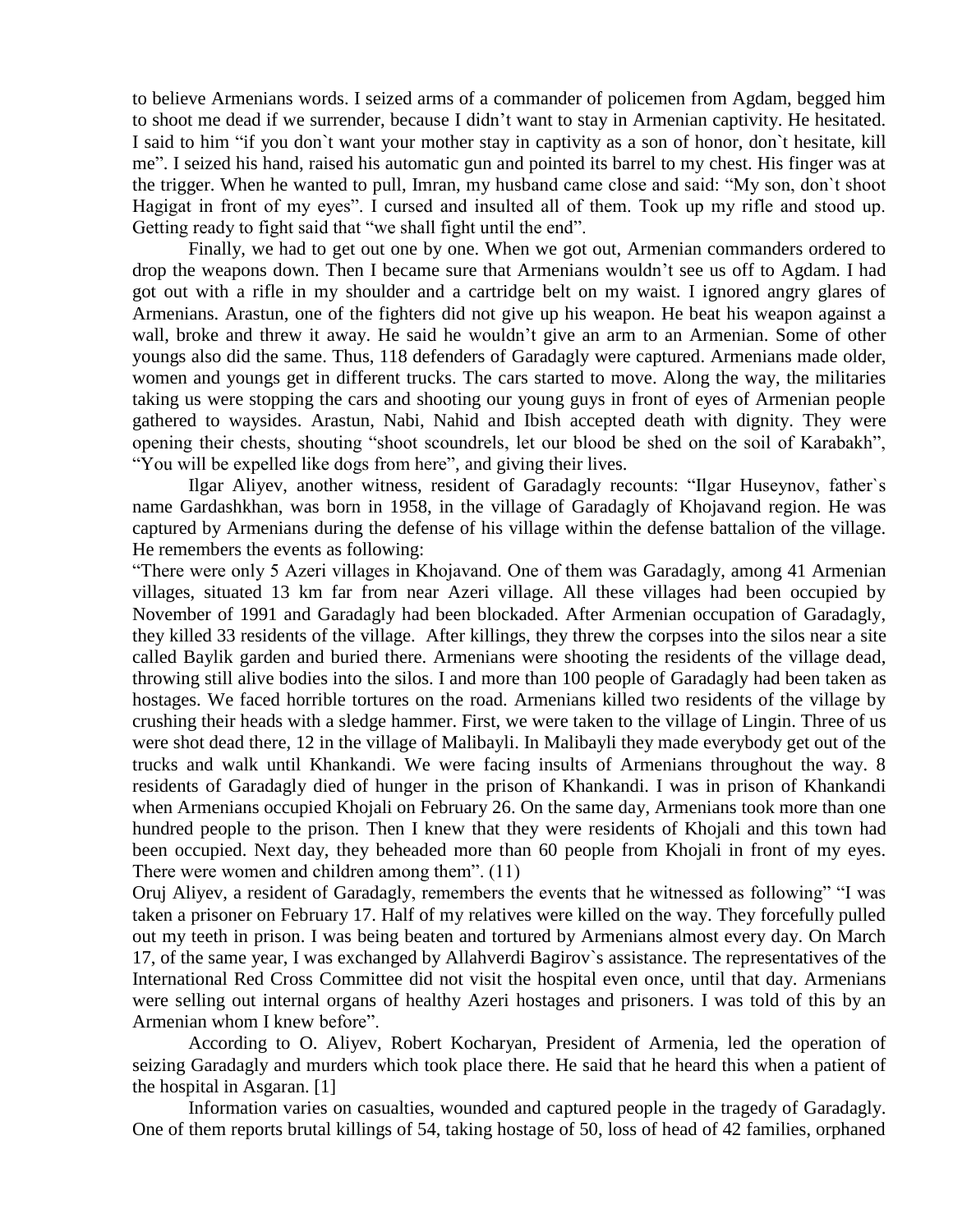to believe Armenians words. I seized arms of a commander of policemen from Agdam, begged him to shoot me dead if we surrender, because I didn't want to stay in Armenian captivity. He hesitated. I said to him "if you don`t want your mother stay in captivity as a son of honor, don`t hesitate, kill me". I seized his hand, raised his automatic gun and pointed its barrel to my chest. His finger was at the trigger. When he wanted to pull, Imran, my husband came close and said: "My son, don`t shoot Hagigat in front of my eyes". I cursed and insulted all of them. Took up my rifle and stood up. Getting ready to fight said that "we shall fight until the end".

Finally, we had to get out one by one. When we got out, Armenian commanders ordered to drop the weapons down. Then I became sure that Armenians wouldn't see us off to Agdam. I had got out with a rifle in my shoulder and a cartridge belt on my waist. I ignored angry glares of Armenians. Arastun, one of the fighters did not give up his weapon. He beat his weapon against a wall, broke and threw it away. He said he wouldn't give an arm to an Armenian. Some of other youngs also did the same. Thus, 118 defenders of Garadagly were captured. Armenians made older, women and youngs get in different trucks. The cars started to move. Along the way, the militaries taking us were stopping the cars and shooting our young guys in front of eyes of Armenian people gathered to waysides. Arastun, Nabi, Nahid and Ibish accepted death with dignity. They were opening their chests, shouting "shoot scoundrels, let our blood be shed on the soil of Karabakh", "You will be expelled like dogs from here", and giving their lives.

Ilgar Aliyev, another witness, resident of Garadagly recounts: "Ilgar Huseynov, father`s name Gardashkhan, was born in 1958, in the village of Garadagly of Khojavand region. He was captured by Armenians during the defense of his village within the defense battalion of the village. He remembers the events as following:

"There were only 5 Azeri villages in Khojavand. One of them was Garadagly, among 41 Armenian villages, situated 13 km far from near Azeri village. All these villages had been occupied by November of 1991 and Garadagly had been blockaded. After Armenian occupation of Garadagly, they killed 33 residents of the village. After killings, they threw the corpses into the silos near a site called Baylik garden and buried there. Armenians were shooting the residents of the village dead, throwing still alive bodies into the silos. I and more than 100 people of Garadagly had been taken as hostages. We faced horrible tortures on the road. Armenians killed two residents of the village by crushing their heads with a sledge hammer. First, we were taken to the village of Lingin. Three of us were shot dead there, 12 in the village of Malibayli. In Malibayli they made everybody get out of the trucks and walk until Khankandi. We were facing insults of Armenians throughout the way. 8 residents of Garadagly died of hunger in the prison of Khankandi. I was in prison of Khankandi when Armenians occupied Khojali on February 26. On the same day, Armenians took more than one hundred people to the prison. Then I knew that they were residents of Khojali and this town had been occupied. Next day, they beheaded more than 60 people from Khojali in front of my eyes. There were women and children among them". (11)

Oruj Aliyev, a resident of Garadagly, remembers the events that he witnessed as following" "I was taken a prisoner on February 17. Half of my relatives were killed on the way. They forcefully pulled out my teeth in prison. I was being beaten and tortured by Armenians almost every day. On March 17, of the same year, I was exchanged by Allahverdi Bagirov`s assistance. The representatives of the International Red Cross Committee did not visit the hospital even once, until that day. Armenians were selling out internal organs of healthy Azeri hostages and prisoners. I was told of this by an Armenian whom I knew before".

According to O. Aliyev, Robert Kocharyan, President of Armenia, led the operation of seizing Garadagly and murders which took place there. He said that he heard this when a patient of the hospital in Asgaran. [1]

Information varies on casualties, wounded and captured people in the tragedy of Garadagly. One of them reports brutal killings of 54, taking hostage of 50, loss of head of 42 families, orphaned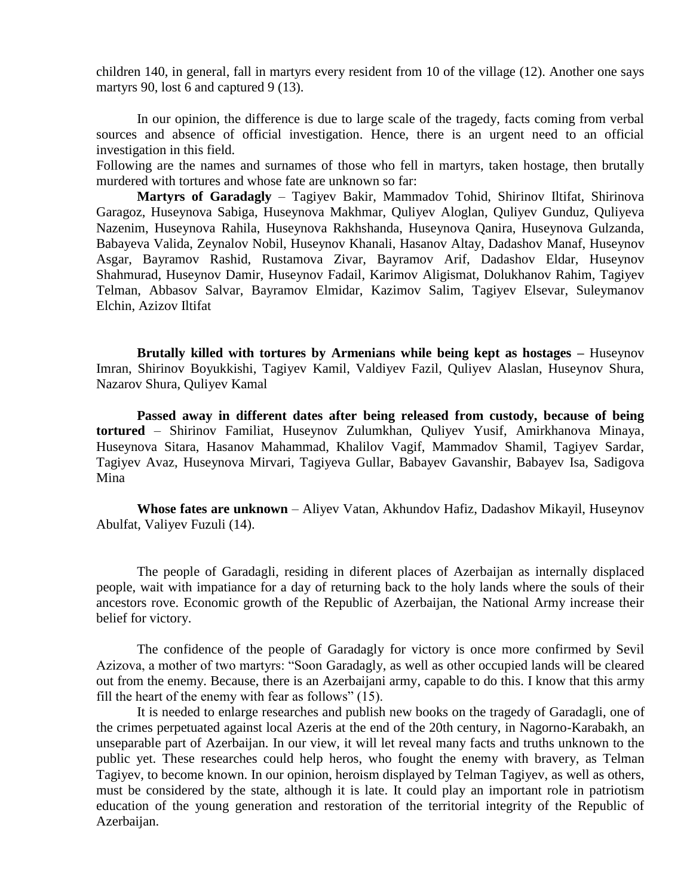children 140, in general, fall in martyrs every resident from 10 of the village (12). Another one says martyrs 90, lost 6 and captured 9 (13).

In our opinion, the difference is due to large scale of the tragedy, facts coming from verbal sources and absence of official investigation. Hence, there is an urgent need to an official investigation in this field.

Following are the names and surnames of those who fell in martyrs, taken hostage, then brutally murdered with tortures and whose fate are unknown so far:

**Martyrs of Garadagly** – Tagiyev Bakir, Mammadov Tohid, Shirinov Iltifat, Shirinova Garagoz, Huseynova Sabiga, Huseynova Makhmar, Quliyev Aloglan, Quliyev Gunduz, Quliyeva Nazenim, Huseynova Rahila, Huseynova Rakhshanda, Huseynova Qanira, Huseynova Gulzanda, Babayeva Valida, Zeynalov Nobil, Huseynov Khanali, Hasanov Altay, Dadashov Manaf, Huseynov Asgar, Bayramov Rashid, Rustamova Zivar, Bayramov Arif, Dadashov Eldar, Huseynov Shahmurad, Huseynov Damir, Huseynov Fadail, Karimov Aligismat, Dolukhanov Rahim, Tagiyev Telman, Abbasov Salvar, Bayramov Elmidar, Kazimov Salim, Tagiyev Elsevar, Suleymanov Elchin, Azizov Iltifat

**Brutally killed with tortures by Armenians while being kept as hostages –** Huseynov Imran, Shirinov Boyukkishi, Tagiyev Kamil, Valdiyev Fazil, Quliyev Alaslan, Huseynov Shura, Nazarov Shura, Quliyev Kamal

**Passed away in different dates after being released from custody, because of being tortured** – Shirinov Familiat, Huseynov Zulumkhan, Quliyev Yusif, Amirkhanova Minaya, Huseynova Sitara, Hasanov Mahammad, Khalilov Vagif, Mammadov Shamil, Tagiyev Sardar, Tagiyev Avaz, Huseynova Mirvari, Tagiyeva Gullar, Babayev Gavanshir, Babayev Isa, Sadigova Mina

**Whose fates are unknown** – Aliyev Vatan, Akhundov Hafiz, Dadashov Mikayil, Huseynov Abulfat, Valiyev Fuzuli (14).

The people of Garadagli, residing in diferent places of Azerbaijan as internally displaced people, wait with impatiance for a day of returning back to the holy lands where the souls of their ancestors rove. Economic growth of the Republic of Azerbaijan, the National Army increase their belief for victory.

The confidence of the people of Garadagly for victory is once more confirmed by Sevil Azizova, a mother of two martyrs: "Soon Garadagly, as well as other occupied lands will be cleared out from the enemy. Because, there is an Azerbaijani army, capable to do this. I know that this army fill the heart of the enemy with fear as follows" (15).

It is needed to enlarge researches and publish new books on the tragedy of Garadagli, one of the crimes perpetuated against local Azeris at the end of the 20th century, in Nagorno-Karabakh, an unseparable part of Azerbaijan. In our view, it will let reveal many facts and truths unknown to the public yet. These researches could help heros, who fought the enemy with bravery, as Telman Tagiyev, to become known. In our opinion, heroism displayed by Telman Tagiyev, as well as others, must be considered by the state, although it is late. It could play an important role in patriotism education of the young generation and restoration of the territorial integrity of the Republic of Azerbaijan.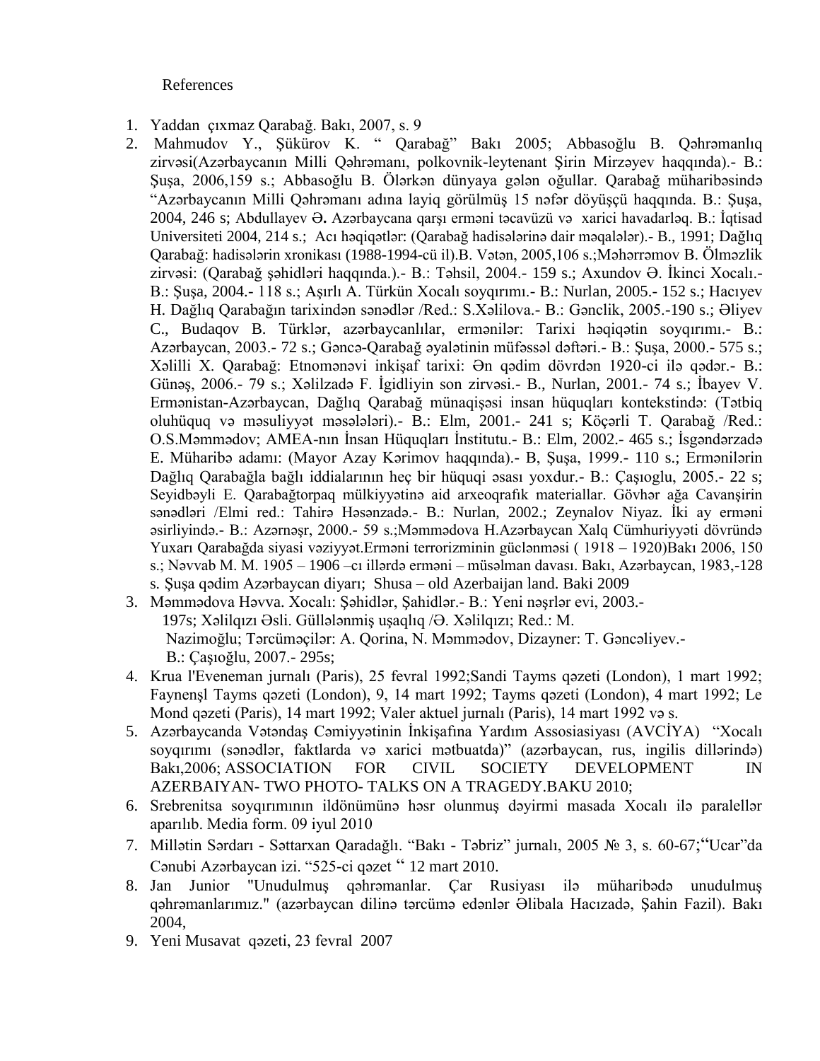References

1. Yaddan çıxmaz Qarabağ. Bakı, 2007, s. 9
2. Mahmudov Y., Şükürov K. " Qarabağ" Bakı 2005; Abbasoğlu B. Qəhrəmanlıq zirvəsi(Azərbaycanın Milli Qəhrəmanı, polkovnik-leytenant Şirin Mirzəyev haqqında).- B.: Şuşa, 2006,159 s.; Abbasoğlu B. Ölərkən dünyaya gələn oğullar. Qarabağ müharibəsində "Azərbaycanın Milli Qəhrəmanı adına layiq görülmüş 15 nəfər döyüşçü haqqında. B.: Şuşa, 2004, 246 s; Abdullayev Ə. Azərbaycana qarşı erməni təcavüzü və xarici havadarləq. B.: İqtisad Universiteti 2004, 214 s.; Acı həqiqətlər: (Qarabağ hadisələrinə dair məqalələr).- B., 1991; Dağlıq Qarabağ: hadisələrin xronikası (1988-1994-cü il).B. Vətən, 2005,106 s.;Məhərrəmov B. Ölməzlik zirvəsi: (Qarabağ şəhidləri haqqında.).- B.: Təhsil, 2004.- 159 s.; Axundov Ə. İkinci Xocalı.- B.: Şuşa, 2004.- 118 s.; Aşırlı A. Türkün Xocalı soyqırımı.- B.: Nurlan, 2005.- 152 s.; Hacıyev H. Dağlıq Qarabağın tarixindən sənədlər /Red.: S.Xəlilova.- B.: Gənclik, 2005.-190 s.; Əliyev C., Budaqov B. Türklər, azərbaycanlılar, ermənilər: Tarixi həqiqətin soyqırımı.- B.: Azərbaycan, 2003.- 72 s.; Gəncə-Qarabağ əyalətinin müfəssəl dəftəri.- B.: Şuşa, 2000.- 575 s.; Xəlilli X. Qarabağ: Etnomənəvi inkişaf tarixi: Ən qədim dövrdən 1920-ci ilə qədər.- B.: Günəş, 2006.- 79 s.; Xəlilzadə F. İgidliyin son zirvəsi.- B., Nurlan, 2001.- 74 s.; İbayev V. Ermənistan-Azərbaycan, Dağlıq Qarabağ münaqişəsi insan hüquqları kontekstində: (Tətbiq oluhüquq və məsuliyyət məsələləri).- B.: Elm, 2001.- 241 s; Köçərli T. Qarabağ /Red.: O.S.Məmmədov; AMEA-nın İnsan Hüquqları İnstitutu.- B.: Elm, 2002.- 465 s.; İsgəndərzadə E. Müharibə adamı: (Mayor Azay Kərimov haqqında).- B, Şuşa, 1999.- 110 s.; Ermənilərin Dağlıq Qarabağla bağlı iddialarının heç bir hüquqi əsası yoxdur.- B.: Çaşıoglu, 2005.- 22 s; Seyidbəyli E. Qarabağtorpaq mülkiyyətinə aid arxeoqrafık materiallar. Gövhər ağa Cavanşirin sənədləri /Elmi red.: Tahirə Həsənzadə.- B.: Nurlan, 2002.; Zeynalov Niyaz. İki ay erməni əsirliyində.- B.: Azərnəşr, 2000.- 59 s.;Məmmədova H.Azərbaycan Xalq Cümhuriyyəti dövründə Yuxarı Qarabağda siyasi vəziyyət.Erməni terrorizminin güclənməsi ( 1918 – 1920)Bakı 2006, 150 s.; Nəvvab M. M. 1905 – 1906 –cı illərdə erməni – müsəlman davası. Bakı, Azərbaycan, 1983,-128 s. Şuşa qədim Azərbaycan diyarı; Shusa – old Azerbaijan land. Baki 2009
3. Məmmədova Həvva. Xocalı: Şəhidlər, Şahidlər.- B.: Yeni nəşrlər evi, 2003.- 197s; Xəlilqızı Əsli. Güllələnmiş uşaqlıq /Ə. Xəlilqızı; Red.: M. Nazimoğlu; Tərcüməçilər: A. Qorina, N. Məmmədov, Dizayner: T. Gəncəliyev.- B.: Çaşıoğlu, 2007.- 295s;
4. Krua l'Eveneman jurnalı (Paris), 25 fevral 1992;Sandi Tayms qəzeti (London), 1 mart 1992; Faynenşl Tayms qəzeti (London), 9, 14 mart 1992; Tayms qəzeti (London), 4 mart 1992; Le Mond qəzeti (Paris), 14 mart 1992; Valer aktuel jurnalı (Paris), 14 mart 1992 və s.
5. Azərbaycanda Vətəndaş Cəmiyyətinin İnkişafına Yardım Assosiasiyası (AVCİYA) "Xocalı soyqırımı (sənədlər, faktlarda və xarici mətbuatda)" (azərbaycan, rus, ingilis dillərində) Bakı,2006; ASSOCIATION FOR CIVIL SOCIETY DEVELOPMENT IN AZERBAIYAN- TWO PHOTO- TALKS ON A TRAGEDY.BAKU 2010;
6. Srebrenitsa soyqırımının ildönümünə həsr olunmuş dəyirmi masada Xocalı ilə paralellər aparılıb. Media form. 09 iyul 2010
7. Millətin Sərdarı - Səttarxan Qaradağlı. "Bakı - Təbriz" jurnalı, 2005 № 3, s. 60-67;"Ucar"da Cənubi Azərbaycan izi. "525-ci qəzet " 12 mart 2010.
8. Jan Junior "Unudulmuş qəhrəmanlar. Çar Rusiyası ilə müharibədə unudulmuş qəhrəmanlarımız." (azərbaycan dilinə tərcümə edənlər Əlibala Hacızadə, Şahin Fazil). Bakı 2004,
9. Yeni Musavat qəzeti, 23 fevral 2007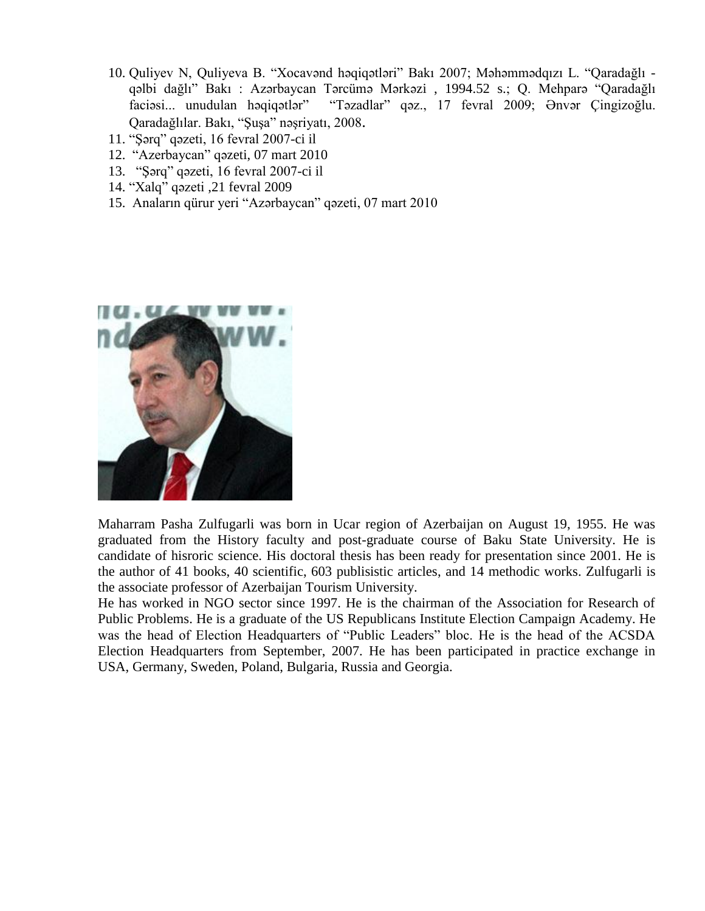10. Quliyev N, Quliyeva B. "Xocavənd həqiqətləri" Bakı 2007; Məhəmmədqızı L. "Qaradağlı - qəlbi dağlı" Bakı : Azərbaycan Tərcümə Mərkəzi , 1994.52 s.; Q. Mehparə "Qaradağlı faciəsi... unudulan həqiqətlər" "Təzadlar" qəz., 17 fevral 2009; Ənvər Çingizoğlu. Qaradağlılar. Bakı, "Şuşa" nəşriyatı, 2008.
11. "Şərq" qəzeti, 16 fevral 2007-ci il
12. "Azerbaycan" qəzeti, 07 mart 2010
13. "Şərq" qəzeti, 16 fevral 2007-ci il
14. "Xalq" qəzeti ,21 fevral 2009
15. Anaların qürur yeri "Azərbaycan" qəzeti, 07 mart 2010

Maharram Pasha Zulfugarli was born in Ucar region of Azerbaijan on August 19, 1955. He was graduated from the History faculty and post-graduate course of Baku State University. He is candidate of hisroric science. His doctoral thesis has been ready for presentation since 2001. He is the author of 41 books, 40 scientific, 603 publisistic articles, and 14 methodic works. Zulfugarli is the associate professor of Azerbaijan Tourism University.

He has worked in NGO sector since 1997. He is the chairman of the Association for Research of Public Problems. He is a graduate of the US Republicans Institute Election Campaign Academy. He was the head of Election Headquarters of "Public Leaders" bloc. He is the head of the ACSDA Election Headquarters from September, 2007. He has been participated in practice exchange in USA, Germany, Sweden, Poland, Bulgaria, Russia and Georgia.